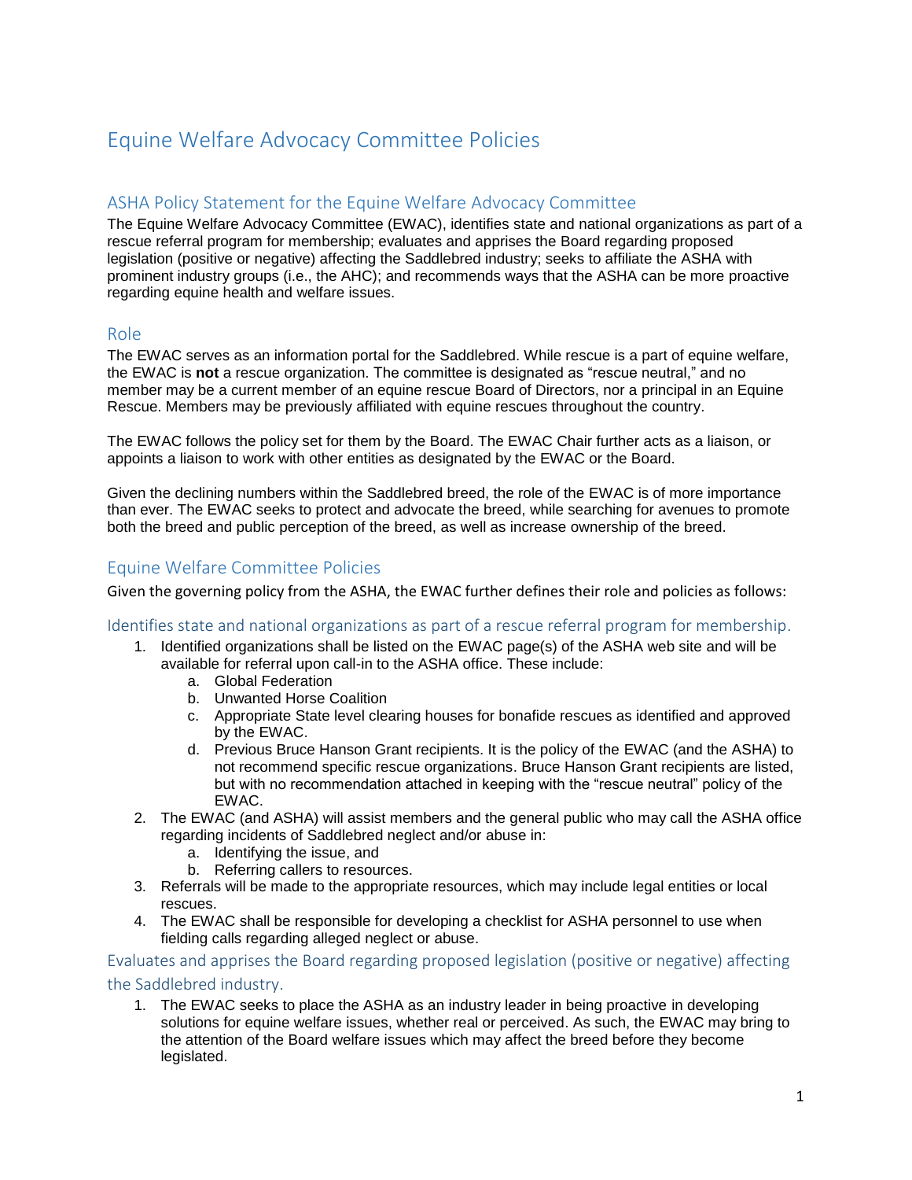# Equine Welfare Advocacy Committee Policies

## ASHA Policy Statement for the Equine Welfare Advocacy Committee

The Equine Welfare Advocacy Committee (EWAC), identifies state and national organizations as part of a rescue referral program for membership; evaluates and apprises the Board regarding proposed legislation (positive or negative) affecting the Saddlebred industry; seeks to affiliate the ASHA with prominent industry groups (i.e., the AHC); and recommends ways that the ASHA can be more proactive regarding equine health and welfare issues.

## Role

The EWAC serves as an information portal for the Saddlebred. While rescue is a part of equine welfare, the EWAC is **not** a rescue organization. The committee is designated as "rescue neutral," and no member may be a current member of an equine rescue Board of Directors, nor a principal in an Equine Rescue. Members may be previously affiliated with equine rescues throughout the country.

The EWAC follows the policy set for them by the Board. The EWAC Chair further acts as a liaison, or appoints a liaison to work with other entities as designated by the EWAC or the Board.

Given the declining numbers within the Saddlebred breed, the role of the EWAC is of more importance than ever. The EWAC seeks to protect and advocate the breed, while searching for avenues to promote both the breed and public perception of the breed, as well as increase ownership of the breed.

## Equine Welfare Committee Policies

Given the governing policy from the ASHA, the EWAC further defines their role and policies as follows:

### Identifies state and national organizations as part of a rescue referral program for membership.

1. Identified organizations shall be listed on the EWAC page(s) of the ASHA web site and will be available for referral upon call-in to the ASHA office. These include:
   a. Global Federation
   b. Unwanted Horse Coalition
   c. Appropriate State level clearing houses for bonafide rescues as identified and approved by the EWAC.
   d. Previous Bruce Hanson Grant recipients. It is the policy of the EWAC (and the ASHA) to not recommend specific rescue organizations. Bruce Hanson Grant recipients are listed, but with no recommendation attached in keeping with the "rescue neutral" policy of the EWAC.
2. The EWAC (and ASHA) will assist members and the general public who may call the ASHA office regarding incidents of Saddlebred neglect and/or abuse in:
   a. Identifying the issue, and
   b. Referring callers to resources.
3. Referrals will be made to the appropriate resources, which may include legal entities or local rescues.
4. The EWAC shall be responsible for developing a checklist for ASHA personnel to use when fielding calls regarding alleged neglect or abuse.

### Evaluates and apprises the Board regarding proposed legislation (positive or negative) affecting the Saddlebred industry.

1. The EWAC seeks to place the ASHA as an industry leader in being proactive in developing solutions for equine welfare issues, whether real or perceived. As such, the EWAC may bring to the attention of the Board welfare issues which may affect the breed before they become legislated.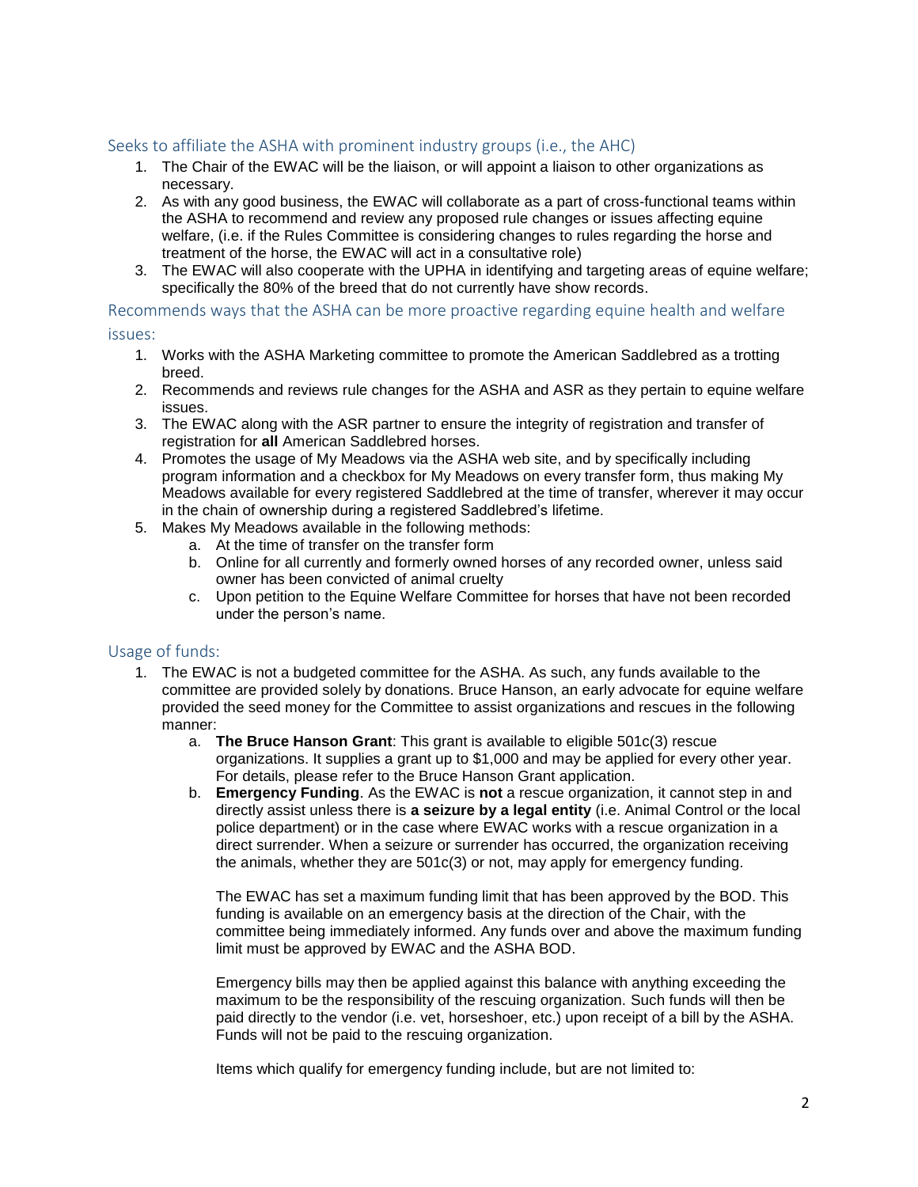## Seeks to affiliate the ASHA with prominent industry groups (i.e., the AHC)

1. The Chair of the EWAC will be the liaison, or will appoint a liaison to other organizations as necessary.
2. As with any good business, the EWAC will collaborate as a part of cross-functional teams within the ASHA to recommend and review any proposed rule changes or issues affecting equine welfare, (i.e. if the Rules Committee is considering changes to rules regarding the horse and treatment of the horse, the EWAC will act in a consultative role)
3. The EWAC will also cooperate with the UPHA in identifying and targeting areas of equine welfare; specifically the 80% of the breed that do not currently have show records.

## Recommends ways that the ASHA can be more proactive regarding equine health and welfare issues:

1. Works with the ASHA Marketing committee to promote the American Saddlebred as a trotting breed.
2. Recommends and reviews rule changes for the ASHA and ASR as they pertain to equine welfare issues.
3. The EWAC along with the ASR partner to ensure the integrity of registration and transfer of registration for **all** American Saddlebred horses.
4. Promotes the usage of My Meadows via the ASHA web site, and by specifically including program information and a checkbox for My Meadows on every transfer form, thus making My Meadows available for every registered Saddlebred at the time of transfer, wherever it may occur in the chain of ownership during a registered Saddlebred's lifetime.
5. Makes My Meadows available in the following methods:
   a. At the time of transfer on the transfer form
   b. Online for all currently and formerly owned horses of any recorded owner, unless said owner has been convicted of animal cruelty
   c. Upon petition to the Equine Welfare Committee for horses that have not been recorded under the person's name.

## Usage of funds:

1. The EWAC is not a budgeted committee for the ASHA. As such, any funds available to the committee are provided solely by donations. Bruce Hanson, an early advocate for equine welfare provided the seed money for the Committee to assist organizations and rescues in the following manner:
   a. **The Bruce Hanson Grant**: This grant is available to eligible 501c(3) rescue organizations. It supplies a grant up to $1,000 and may be applied for every other year. For details, please refer to the Bruce Hanson Grant application.
   b. **Emergency Funding**. As the EWAC is **not** a rescue organization, it cannot step in and directly assist unless there is **a seizure by a legal entity** (i.e. Animal Control or the local police department) or in the case where EWAC works with a rescue organization in a direct surrender. When a seizure or surrender has occurred, the organization receiving the animals, whether they are 501c(3) or not, may apply for emergency funding.

      The EWAC has set a maximum funding limit that has been approved by the BOD. This funding is available on an emergency basis at the direction of the Chair, with the committee being immediately informed. Any funds over and above the maximum funding limit must be approved by EWAC and the ASHA BOD.

      Emergency bills may then be applied against this balance with anything exceeding the maximum to be the responsibility of the rescuing organization. Such funds will then be paid directly to the vendor (i.e. vet, horseshoer, etc.) upon receipt of a bill by the ASHA. Funds will not be paid to the rescuing organization.

      Items which qualify for emergency funding include, but are not limited to: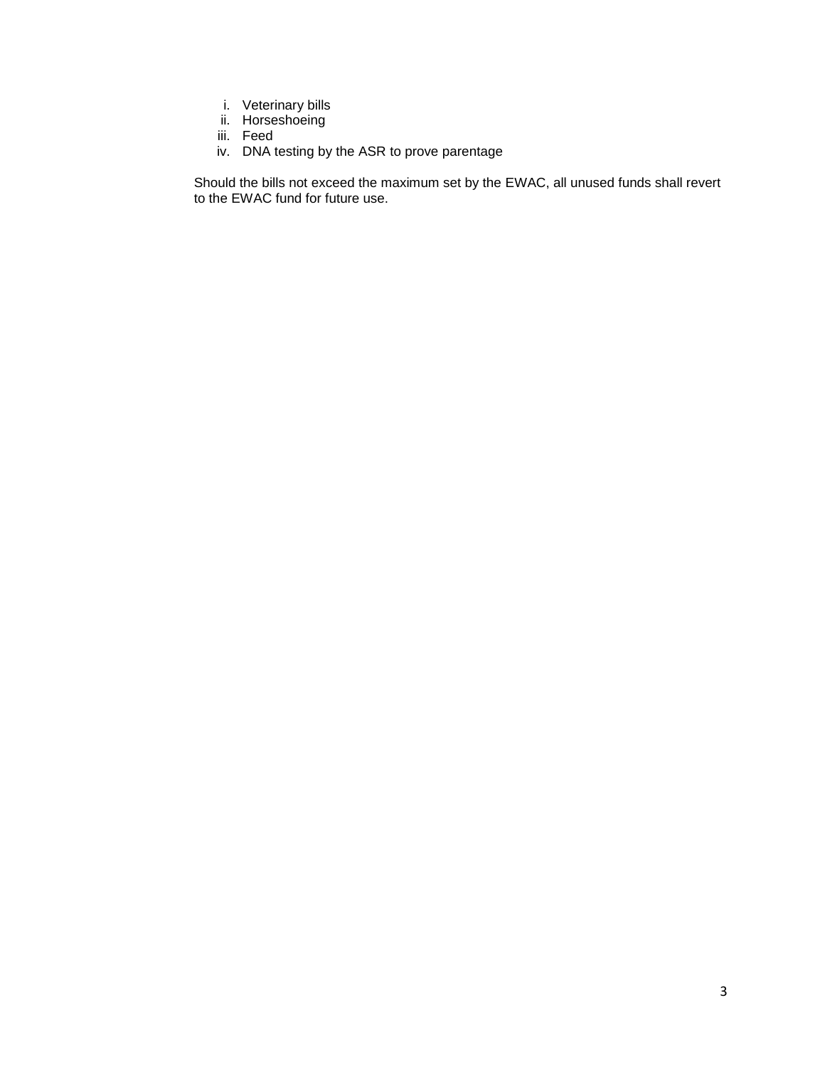i. Veterinary bills
ii. Horseshoeing
iii. Feed
iv. DNA testing by the ASR to prove parentage

Should the bills not exceed the maximum set by the EWAC, all unused funds shall revert to the EWAC fund for future use.